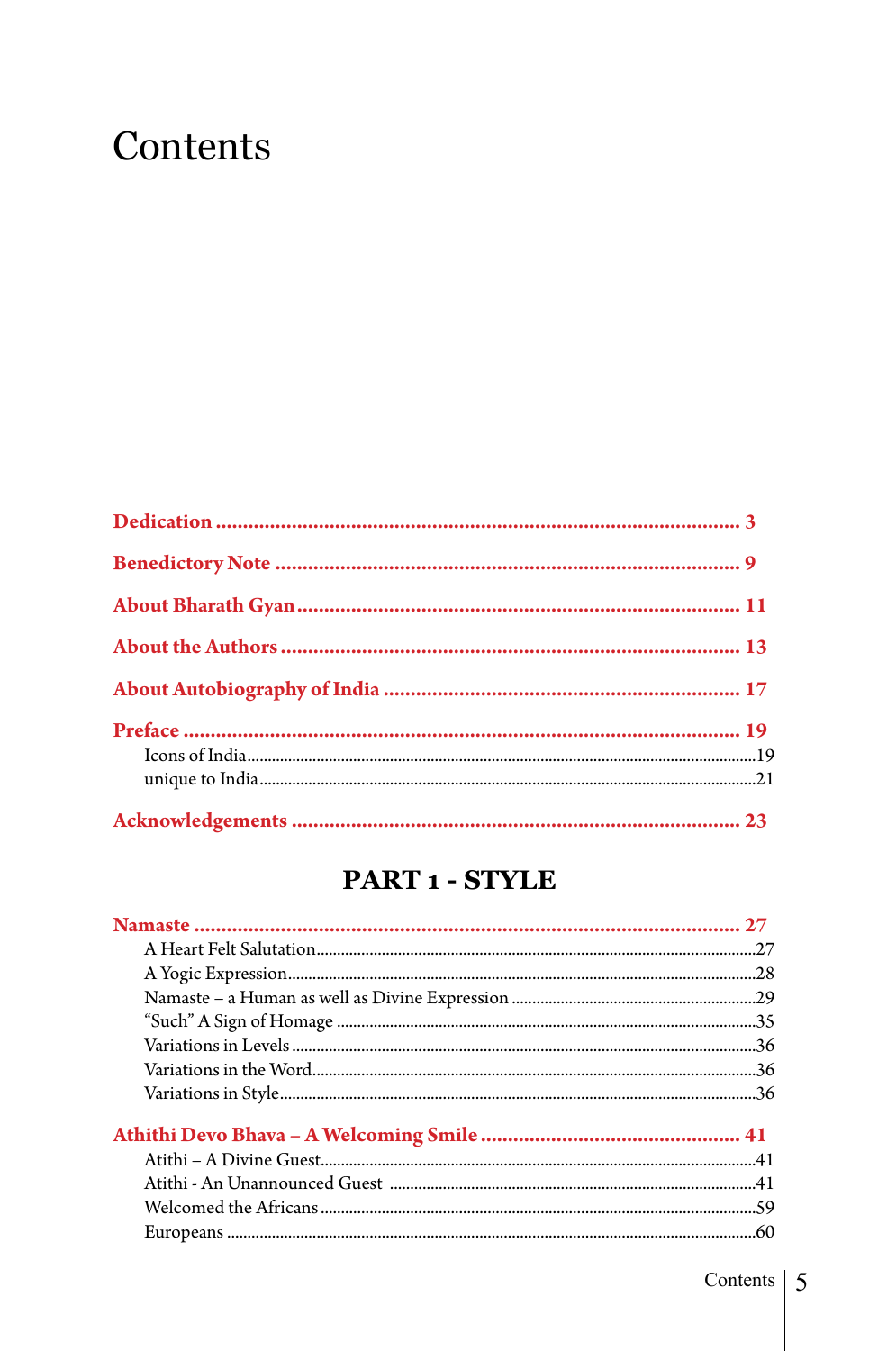# Contents

**Dedication** ........................................ 3

**Benedictory Note** ........................................ 9

**About Bharath Gyan** ........................................ 11

**About the Authors** ........................................ 13

**About Autobiography of India** ........................................ 17

**Preface** ........................................ 19

- Icons of India ........................................ 19
- unique to India ........................................ 21

**Acknowledgements** ........................................ 23

## PART 1 - STYLE

**Namaste** ........................................ 27

- A Heart Felt Salutation ........................................ 27
- A Yogic Expression ........................................ 28
- Namaste – a Human as well as Divine Expression ........................................ 29
- “Such” A Sign of Homage ........................................ 35
- Variations in Levels ........................................ 36
- Variations in the Word ........................................ 36
- Variations in Style ........................................ 36

**Athithi Devo Bhava – A Welcoming Smile** ........................................ 41

- Atithi – A Divine Guest ........................................ 41
- Atithi - An Unannounced Guest ........................................ 41
- Welcomed the Africans ........................................ 59
- Europeans ........................................ 60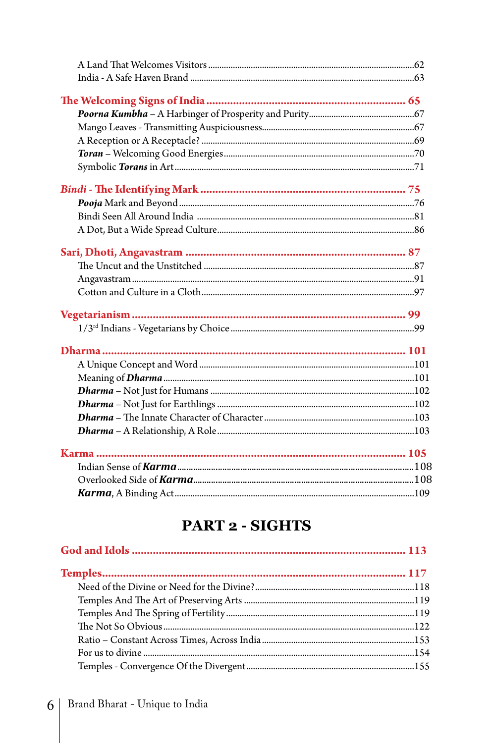A Land That Welcomes Visitors ........................................................................................62
India - A Safe Haven Brand ...............................................................................................63

**The Welcoming Signs of India .................................................................. 65**

***Poorna Kumbha*** – A Harbinger of Prosperity and Purity..............................................67
Mango Leaves - Transmitting Auspiciousness...................................................................67
A Reception or A Receptacle? ...........................................................................................69
***Toran*** – Welcoming Good Energies....................................................................................70
Symbolic ***Torans*** in Art.........................................................................................................71

***Bindi*** **- The Identifying Mark ..................................................................... 75**

***Pooja*** Mark and Beyond........................................................................................................76
Bindi Seen All Around India ................................................................................................81
A Dot, But a Wide Spread Culture.......................................................................................86

**Sari, Dhoti, Angavastram ......................................................................... 87**

The Uncut and the Unstitched .............................................................................................87
Angavastram ..........................................................................................................................91
Cotton and Culture in a Cloth...............................................................................................97

**Vegetarianism ........................................................................................... 99**

1/3rd Indians - Vegetarians by Choice .................................................................................99

**Dharma ..................................................................................................... 101**

A Unique Concept and Word ...............................................................................................101
Meaning of ***Dharma*** ...............................................................................................................101
***Dharma*** – Not Just for Humans ...........................................................................................102
***Dharma*** – Not Just for Earthlings .......................................................................................102
***Dharma*** – The Innate Character of Character ....................................................................103
***Dharma*** – A Relationship, A Role........................................................................................103

**Karma ....................................................................................................... 105**

Indian Sense of ***Karma***.........................................................................................................108
Overlooked Side of ***Karma***..................................................................................................108
***Karma***, A Binding Act.........................................................................................................109

## PART 2 - SIGHTS

**God and Idols ........................................................................................... 113**

**Temples..................................................................................................... 117**

Need of the Divine or Need for the Divine?.......................................................................118
Temples And The Art of Preserving Arts ...........................................................................119
Temples And The Spring of Fertility...................................................................................119
The Not So Obvious ...............................................................................................................122
Ratio – Constant Across Times, Across India ....................................................................153
For us to divine ......................................................................................................................154
Temples - Convergence Of the Divergent...........................................................................155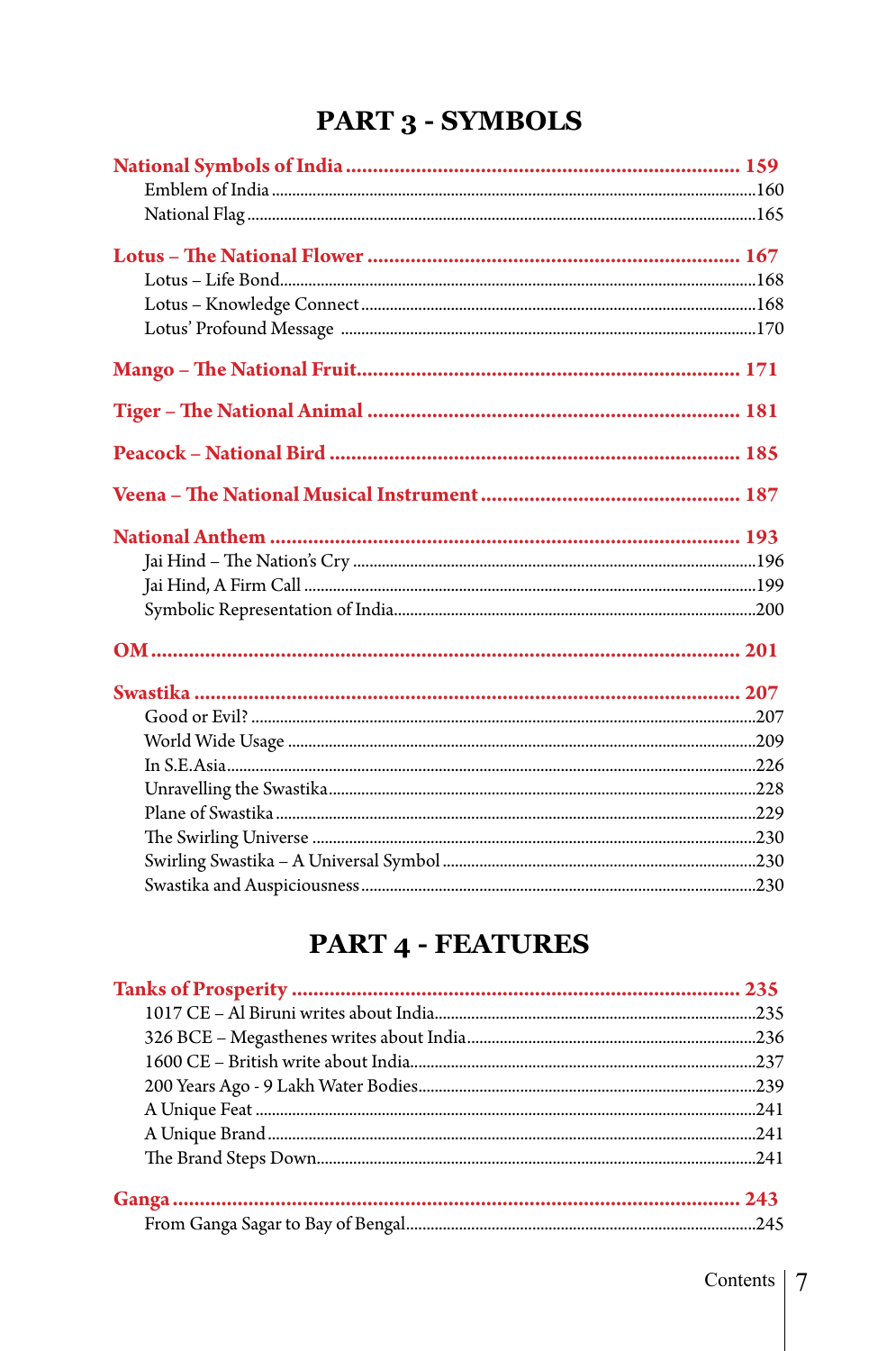## PART 3 - SYMBOLS

**National Symbols of India** ........ 159
- Emblem of India ........ 160
- National Flag ........ 165

**Lotus – The National Flower** ........ 167
- Lotus – Life Bond ........ 168
- Lotus – Knowledge Connect ........ 168
- Lotus' Profound Message ........ 170

**Mango – The National Fruit** ........ 171

**Tiger – The National Animal** ........ 181

**Peacock – National Bird** ........ 185

**Veena – The National Musical Instrument** ........ 187

**National Anthem** ........ 193
- Jai Hind – The Nation's Cry ........ 196
- Jai Hind, A Firm Call ........ 199
- Symbolic Representation of India ........ 200

**OM** ........ 201

**Swastika** ........ 207
- Good or Evil? ........ 207
- World Wide Usage ........ 209
- In S.E.Asia ........ 226
- Unravelling the Swastika ........ 228
- Plane of Swastika ........ 229
- The Swirling Universe ........ 230
- Swirling Swastika – A Universal Symbol ........ 230
- Swastika and Auspiciousness ........ 230

## PART 4 - FEATURES

**Tanks of Prosperity** ........ 235
- 1017 CE – Al Biruni writes about India ........ 235
- 326 BCE – Megasthenes writes about India ........ 236
- 1600 CE – British write about India ........ 237
- 200 Years Ago - 9 Lakh Water Bodies ........ 239
- A Unique Feat ........ 241
- A Unique Brand ........ 241
- The Brand Steps Down ........ 241

**Ganga** ........ 243
- From Ganga Sagar to Bay of Bengal ........ 245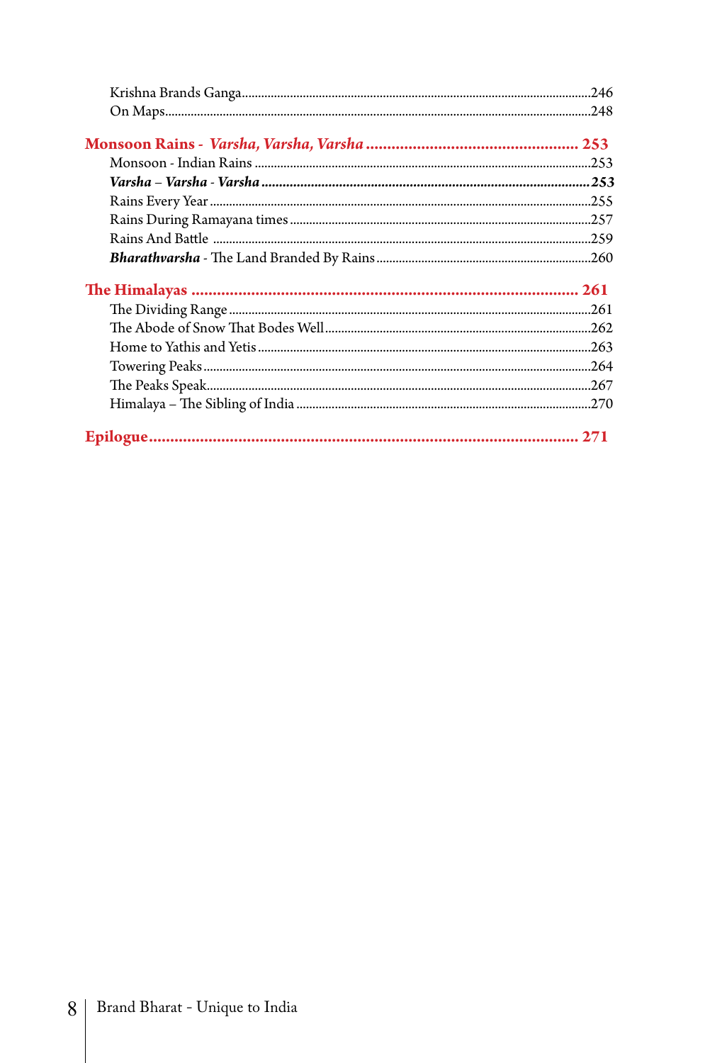Krishna Brands Ganga....................246
On Maps....................248

**Monsoon Rains - *Varsha, Varsha, Varsha*.................... 253**

Monsoon - Indian Rains....................253
***Varsha* – *Varsha* - *Varsha*....................253**
Rains Every Year....................255
Rains During Ramayana times....................257
Rains And Battle....................259
***Bharathvarsha*** - The Land Branded By Rains....................260

**The Himalayas.................... 261**

The Dividing Range....................261
The Abode of Snow That Bodes Well....................262
Home to Yathis and Yetis....................263
Towering Peaks....................264
The Peaks Speak....................267
Himalaya – The Sibling of India....................270

**Epilogue.................... 271**